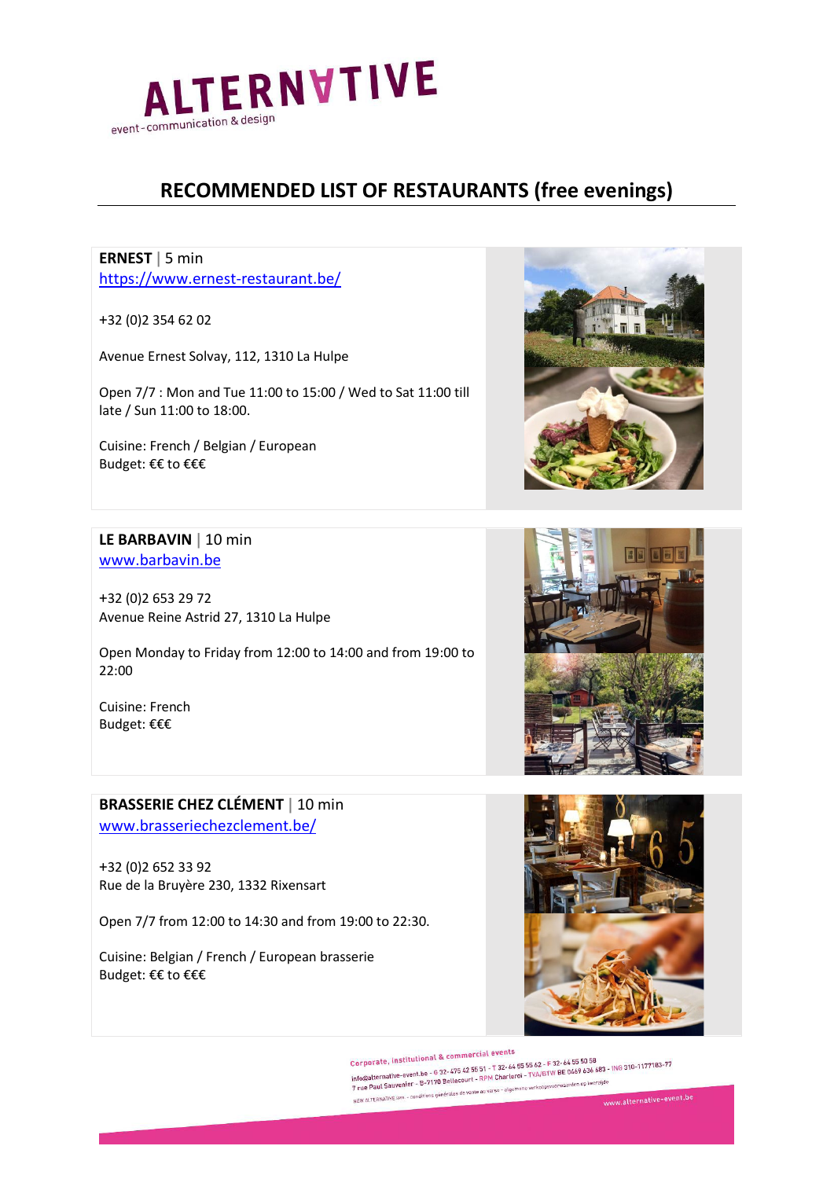# RECOMMENDED LIST OF RESTAURANTS (free evenings)

**ERNEST** | 5 min
https://www.ernest-restaurant.be/

+32 (0)2 354 62 02

Avenue Ernest Solvay, 112, 1310 La Hulpe

Open 7/7 : Mon and Tue 11:00 to 15:00 / Wed to Sat 11:00 till late / Sun 11:00 to 18:00.

Cuisine: French / Belgian / European
Budget: €€ to €€€

**LE BARBAVIN** | 10 min
www.barbavin.be

+32 (0)2 653 29 72
Avenue Reine Astrid 27, 1310 La Hulpe

Open Monday to Friday from 12:00 to 14:00 and from 19:00 to 22:00

Cuisine: French
Budget: €€€

**BRASSERIE CHEZ CLÉMENT** | 10 min
www.brasseriechezclement.be/

+32 (0)2 652 33 92
Rue de la Bruyère 230, 1332 Rixensart

Open 7/7 from 12:00 to 14:30 and from 19:00 to 22:30.

Cuisine: Belgian / French / European brasserie
Budget: €€ to €€€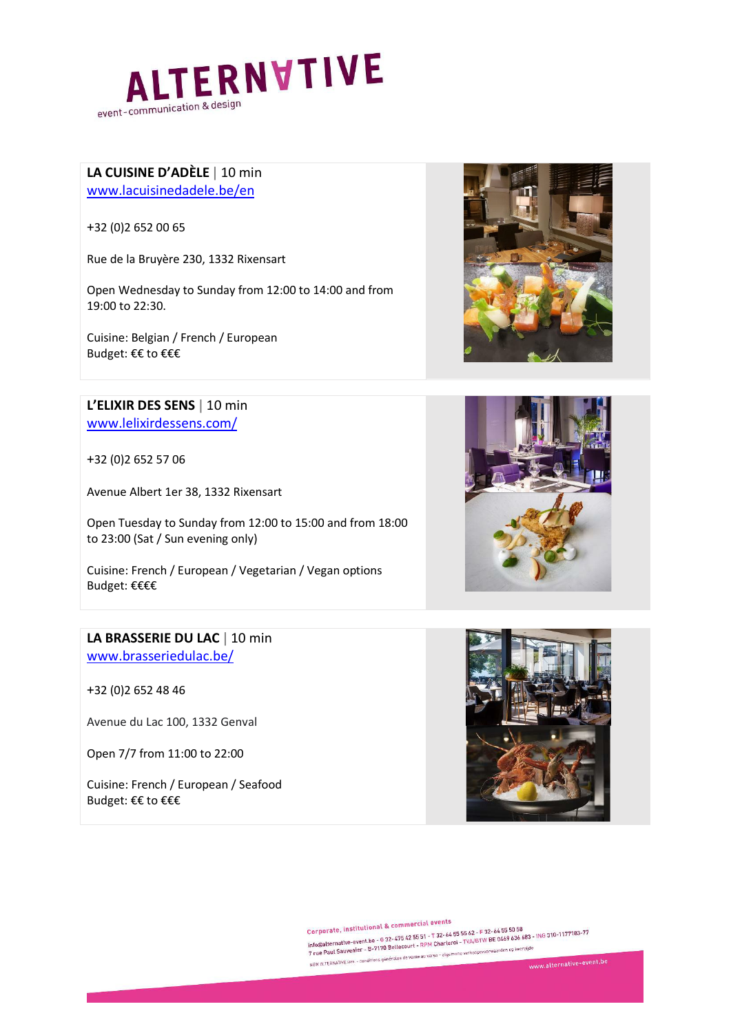**LA CUISINE D'ADÈLE** | 10 min
www.lacuisinedadele.be/en

+32 (0)2 652 00 65

Rue de la Bruyère 230, 1332 Rixensart

Open Wednesday to Sunday from 12:00 to 14:00 and from 19:00 to 22:30.

Cuisine: Belgian / French / European
Budget: €€ to €€€

**L'ELIXIR DES SENS** | 10 min
www.lelixirdessens.com/

+32 (0)2 652 57 06

Avenue Albert 1er 38, 1332 Rixensart

Open Tuesday to Sunday from 12:00 to 15:00 and from 18:00 to 23:00 (Sat / Sun evening only)

Cuisine: French / European / Vegetarian / Vegan options
Budget: €€€€

**LA BRASSERIE DU LAC** | 10 min
www.brasseriedulac.be/

+32 (0)2 652 48 46

Avenue du Lac 100, 1332 Genval

Open 7/7 from 11:00 to 22:00

Cuisine: French / European / Seafood
Budget: €€ to €€€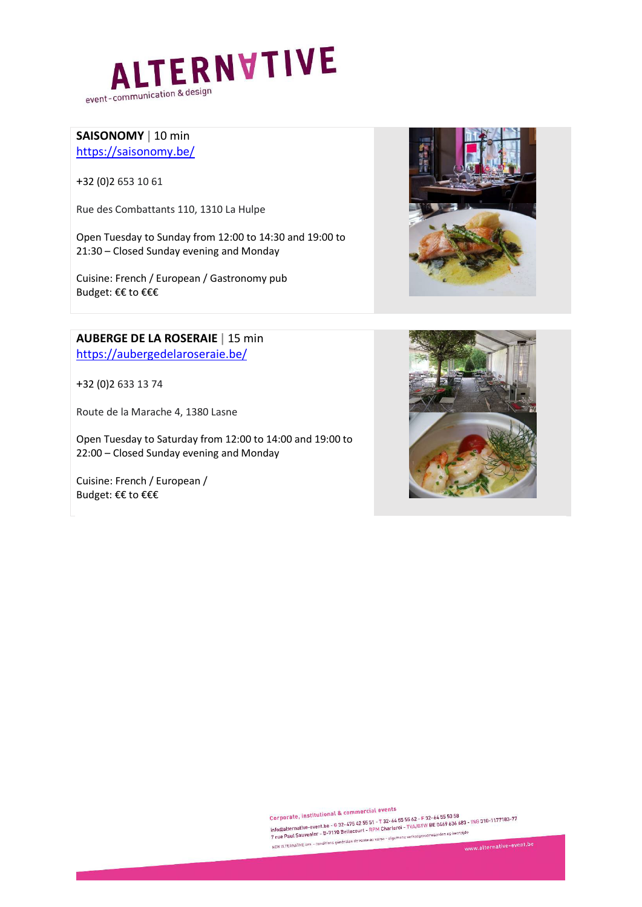**SAISONOMY** | 10 min
https://saisonomy.be/

+32 (0)2 653 10 61

Rue des Combattants 110, 1310 La Hulpe

Open Tuesday to Sunday from 12:00 to 14:30 and 19:00 to 21:30 – Closed Sunday evening and Monday

Cuisine: French / European / Gastronomy pub
Budget: €€ to €€€

**AUBERGE DE LA ROSERAIE** | 15 min
https://aubergedelaroseraie.be/

+32 (0)2 633 13 74

Route de la Marache 4, 1380 Lasne

Open Tuesday to Saturday from 12:00 to 14:00 and 19:00 to 22:00 – Closed Sunday evening and Monday

Cuisine: French / European /
Budget: €€ to €€€